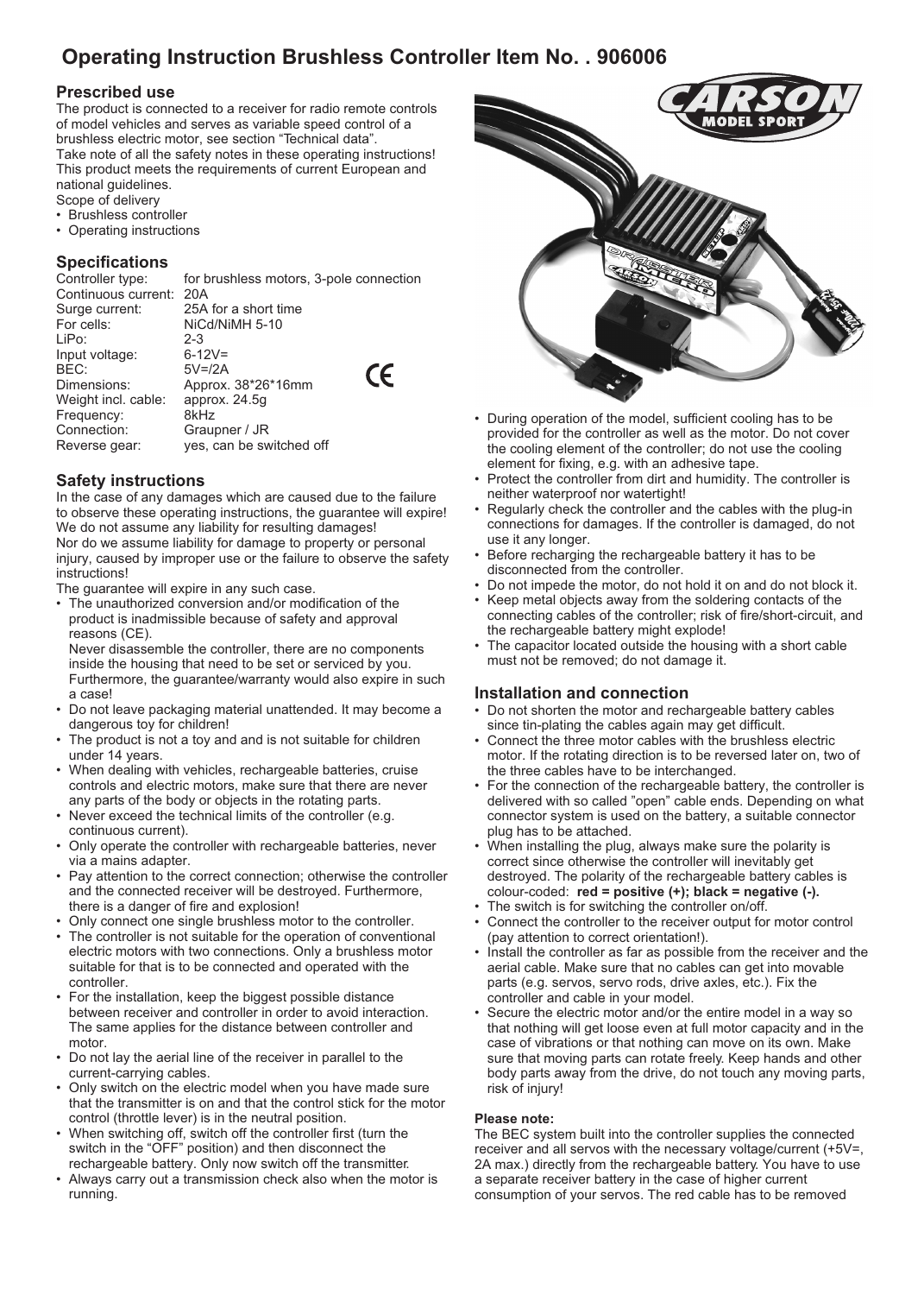# Operating Instruction Brushless Controller Item No. . 906006

## Prescribed use

The product is connected to a receiver for radio remote controls of model vehicles and serves as variable speed control of a brushless electric motor, see section "Technical data".
Take note of all the safety notes in these operating instructions!
This product meets the requirements of current European and national guidelines.
Scope of delivery

- Brushless controller
- Operating instructions

## Specifications

| | |
|---|---|
| Controller type: | for brushless motors, 3-pole connection |
| Continuous current: | 20A |
| Surge current: | 25A for a short time |
| For cells: | NiCd/NiMH 5-10 |
| LiPo: | 2-3 |
| Input voltage: | 6-12V= |
| BEC: | 5V=/2A |
| Dimensions: | Approx. 38*26*16mm |
| Weight incl. cable: | approx. 24.5g |
| Frequency: | 8kHz |
| Connection: | Graupner / JR |
| Reverse gear: | yes, can be switched off |

CE

## Safety instructions

In the case of any damages which are caused due to the failure to observe these operating instructions, the guarantee will expire! We do not assume any liability for resulting damages!
Nor do we assume liability for damage to property or personal injury, caused by improper use or the failure to observe the safety instructions!
The guarantee will expire in any such case.

- The unauthorized conversion and/or modification of the product is inadmissible because of safety and approval reasons (CE).
  Never disassemble the controller, there are no components inside the housing that need to be set or serviced by you. Furthermore, the guarantee/warranty would also expire in such a case!
- Do not leave packaging material unattended. It may become a dangerous toy for children!
- The product is not a toy and and is not suitable for children under 14 years.
- When dealing with vehicles, rechargeable batteries, cruise controls and electric motors, make sure that there are never any parts of the body or objects in the rotating parts.
- Never exceed the technical limits of the controller (e.g. continuous current).
- Only operate the controller with rechargeable batteries, never via a mains adapter.
- Pay attention to the correct connection; otherwise the controller and the connected receiver will be destroyed. Furthermore, there is a danger of fire and explosion!
- Only connect one single brushless motor to the controller.
- The controller is not suitable for the operation of conventional electric motors with two connections. Only a brushless motor suitable for that is to be connected and operated with the controller.
- For the installation, keep the biggest possible distance between receiver and controller in order to avoid interaction. The same applies for the distance between controller and motor.
- Do not lay the aerial line of the receiver in parallel to the current-carrying cables.
- Only switch on the electric model when you have made sure that the transmitter is on and that the control stick for the motor control (throttle lever) is in the neutral position.
- When switching off, switch off the controller first (turn the switch in the "OFF" position) and then disconnect the rechargeable battery. Only now switch off the transmitter.
- Always carry out a transmission check also when the motor is running.
- During operation of the model, sufficient cooling has to be provided for the controller as well as the motor. Do not cover the cooling element of the controller; do not use the cooling element for fixing, e.g. with an adhesive tape.
- Protect the controller from dirt and humidity. The controller is neither waterproof nor watertight!
- Regularly check the controller and the cables with the plug-in connections for damages. If the controller is damaged, do not use it any longer.
- Before recharging the rechargeable battery it has to be disconnected from the controller.
- Do not impede the motor, do not hold it on and do not block it.
- Keep metal objects away from the soldering contacts of the connecting cables of the controller; risk of fire/short-circuit, and the rechargeable battery might explode!
- The capacitor located outside the housing with a short cable must not be removed; do not damage it.

## Installation and connection

- Do not shorten the motor and rechargeable battery cables since tin-plating the cables again may get difficult.
- Connect the three motor cables with the brushless electric motor. If the rotating direction is to be reversed later on, two of the three cables have to be interchanged.
- For the connection of the rechargeable battery, the controller is delivered with so called "open" cable ends. Depending on what connector system is used on the battery, a suitable connector plug has to be attached.
- When installing the plug, always make sure the polarity is correct since otherwise the controller will inevitably get destroyed. The polarity of the rechargeable battery cables is colour-coded: **red = positive (+); black = negative (-).**
- The switch is for switching the controller on/off.
- Connect the controller to the receiver output for motor control (pay attention to correct orientation!).
- Install the controller as far as possible from the receiver and the aerial cable. Make sure that no cables can get into movable parts (e.g. servos, servo rods, drive axles, etc.). Fix the controller and cable in your model.
- Secure the electric motor and/or the entire model in a way so that nothing will get loose even at full motor capacity and in the case of vibrations or that nothing can move on its own. Make sure that moving parts can rotate freely. Keep hands and other body parts away from the drive, do not touch any moving parts, risk of injury!

**Please note:**
The BEC system built into the controller supplies the connected receiver and all servos with the necessary voltage/current (+5V=, 2A max.) directly from the rechargeable battery. You have to use a separate receiver battery in the case of higher current consumption of your servos. The red cable has to be removed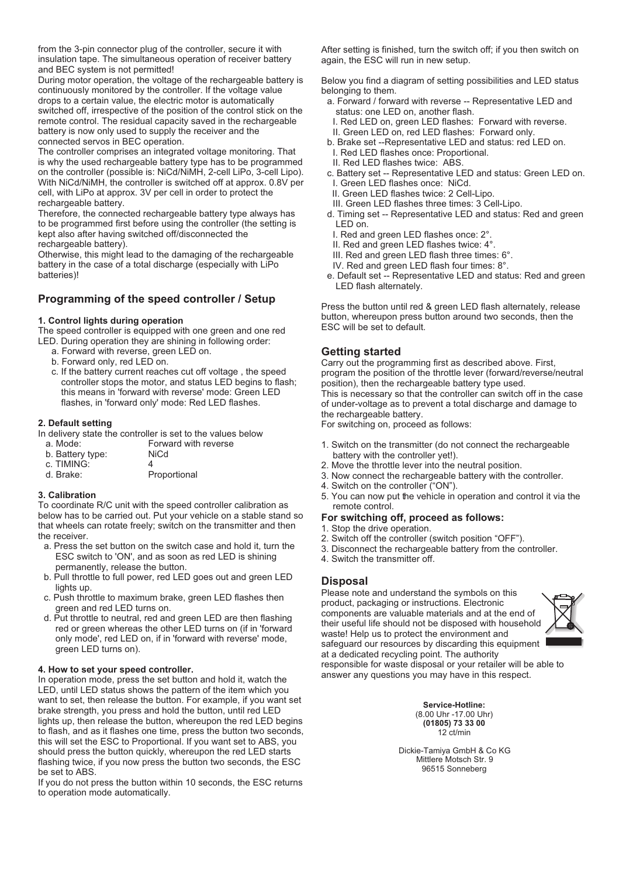from the 3-pin connector plug of the controller, secure it with insulation tape. The simultaneous operation of receiver battery and BEC system is not permitted!

During motor operation, the voltage of the rechargeable battery is continuously monitored by the controller. If the voltage value drops to a certain value, the electric motor is automatically switched off, irrespective of the position of the control stick on the remote control. The residual capacity saved in the rechargeable battery is now only used to supply the receiver and the connected servos in BEC operation.

The controller comprises an integrated voltage monitoring. That is why the used rechargeable battery type has to be programmed on the controller (possible is: NiCd/NiMH, 2-cell LiPo, 3-cell Lipo). With NiCd/NiMH, the controller is switched off at approx. 0.8V per cell, with LiPo at approx. 3V per cell in order to protect the rechargeable battery.

Therefore, the connected rechargeable battery type always has to be programmed first before using the controller (the setting is kept also after having switched off/disconnected the rechargeable battery).

Otherwise, this might lead to the damaging of the rechargeable battery in the case of a total discharge (especially with LiPo batteries)!

## Programming of the speed controller / Setup

### 1. Control lights during operation

The speed controller is equipped with one green and one red LED. During operation they are shining in following order:

a. Forward with reverse, green LED on.
b. Forward only, red LED on.
c. If the battery current reaches cut off voltage , the speed controller stops the motor, and status LED begins to flash; this means in 'forward with reverse' mode: Green LED flashes, in 'forward only' mode: Red LED flashes.

### 2. Default setting

In delivery state the controller is set to the values below

| | |
|---|---|
| a. Mode: | Forward with reverse |
| b. Battery type: | NiCd |
| c. TIMING: | 4 |
| d. Brake: | Proportional |

### 3. Calibration

To coordinate R/C unit with the speed controller calibration as below has to be carried out. Put your vehicle on a stable stand so that wheels can rotate freely; switch on the transmitter and then the receiver.

a. Press the set button on the switch case and hold it, turn the ESC switch to 'ON', and as soon as red LED is shining permanently, release the button.
b. Pull throttle to full power, red LED goes out and green LED lights up.
c. Push throttle to maximum brake, green LED flashes then green and red LED turns on.
d. Put throttle to neutral, red and green LED are then flashing red or green whereas the other LED turns on (if in 'forward only mode', red LED on, if in 'forward with reverse' mode, green LED turns on).

### 4. How to set your speed controller.

In operation mode, press the set button and hold it, watch the LED, until LED status shows the pattern of the item which you want to set, then release the button. For example, if you want set brake strength, you press and hold the button, until red LED lights up, then release the button, whereupon the red LED begins to flash, and as it flashes one time, press the button two seconds, this will set the ESC to Proportional. If you want set to ABS, you should press the button quickly, whereupon the red LED starts flashing twice, if you now press the button two seconds, the ESC be set to ABS.

If you do not press the button within 10 seconds, the ESC returns to operation mode automatically.

After setting is finished, turn the switch off; if you then switch on again, the ESC will run in new setup.

Below you find a diagram of setting possibilities and LED status belonging to them.

a. Forward / forward with reverse -- Representative LED and status: one LED on, another flash.
  I. Red LED on, green LED flashes: Forward with reverse.
  II. Green LED on, red LED flashes: Forward only.
b. Brake set --Representative LED and status: red LED on.
  I. Red LED flashes once: Proportional.
  II. Red LED flashes twice: ABS.
c. Battery set -- Representative LED and status: Green LED on.
  I. Green LED flashes once: NiCd.
  II. Green LED flashes twice: 2 Cell-Lipo.
  III. Green LED flashes three times: 3 Cell-Lipo.
d. Timing set -- Representative LED and status: Red and green LED on.
  I. Red and green LED flashes once: 2°.
  II. Red and green LED flashes twice: 4°.
  III. Red and green LED flash three times: 6°.
  IV. Red and green LED flash four times: 8°.
e. Default set -- Representative LED and status: Red and green LED flash alternately.

Press the button until red & green LED flash alternately, release button, whereupon press button around two seconds, then the ESC will be set to default.

## Getting started

Carry out the programming first as described above. First, program the position of the throttle lever (forward/reverse/neutral position), then the rechargeable battery type used.

This is necessary so that the controller can switch off in the case of under-voltage as to prevent a total discharge and damage to the rechargeable battery.

For switching on, proceed as follows:

1. Switch on the transmitter (do not connect the rechargeable battery with the controller yet!).
2. Move the throttle lever into the neutral position.
3. Now connect the rechargeable battery with the controller.
4. Switch on the controller ("ON").
5. You can now put the vehicle in operation and control it via the remote control.

### For switching off, proceed as follows:

1. Stop the drive operation.
2. Switch off the controller (switch position "OFF").
3. Disconnect the rechargeable battery from the controller.
4. Switch the transmitter off.

## Disposal

Please note and understand the symbols on this product, packaging or instructions. Electronic components are valuable materials and at the end of their useful life should not be disposed with household waste! Help us to protect the environment and safeguard our resources by discarding this equipment at a dedicated recycling point. The authority responsible for waste disposal or your retailer will be able to answer any questions you may have in this respect.

**Service-Hotline:**
(8.00 Uhr -17.00 Uhr)
**(01805) 73 33 00**
12 ct/min

Dickie-Tamiya GmbH & Co KG
Mittlere Motsch Str. 9
96515 Sonneberg